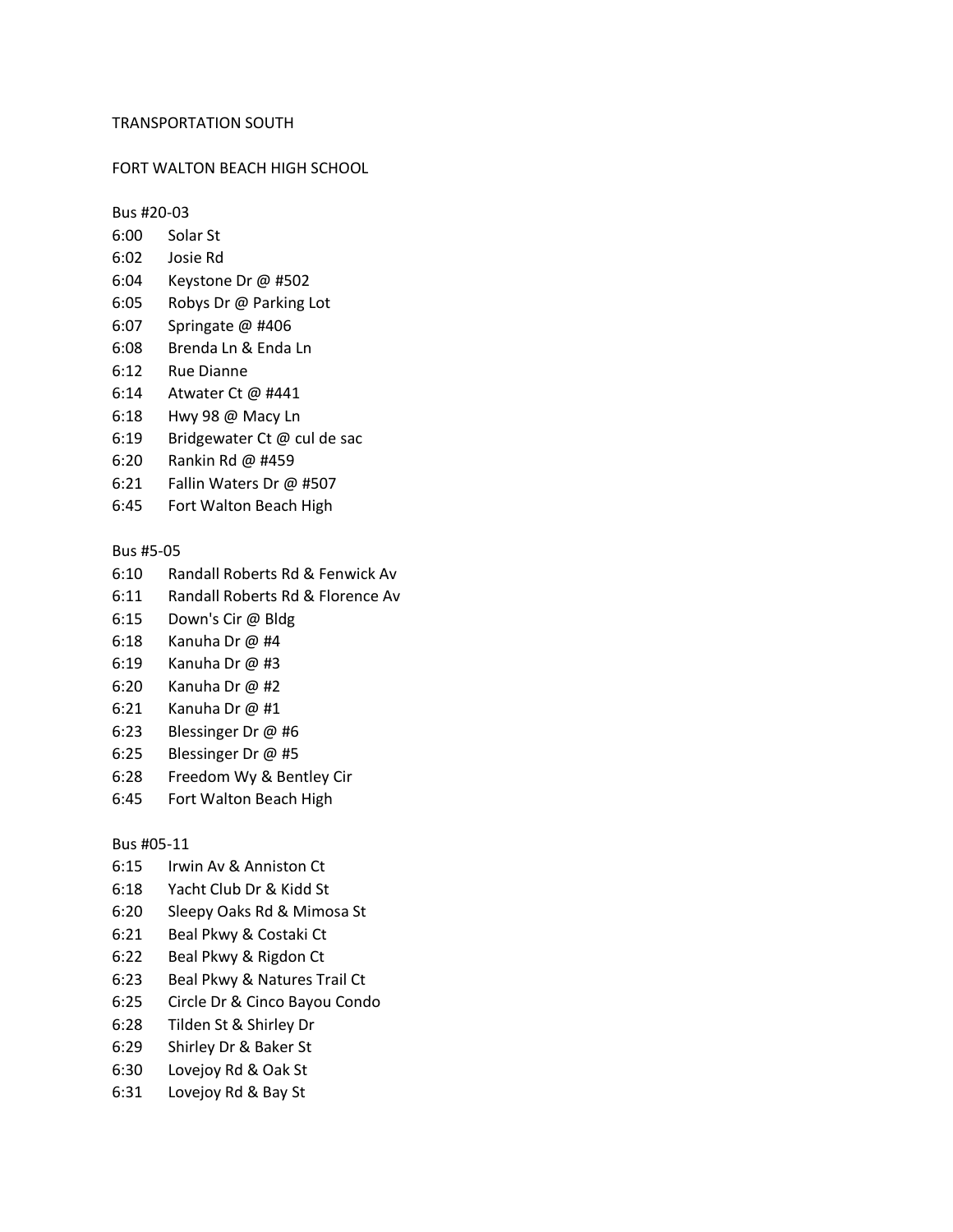TRANSPORTATION SOUTH

FORT WALTON BEACH HIGH SCHOOL

Bus #20-03

6:00 Solar St
6:02 Josie Rd
6:04 Keystone Dr @ #502
6:05 Robys Dr @ Parking Lot
6:07 Springate @ #406
6:08 Brenda Ln & Enda Ln
6:12 Rue Dianne
6:14 Atwater Ct @ #441
6:18 Hwy 98 @ Macy Ln
6:19 Bridgewater Ct @ cul de sac
6:20 Rankin Rd @ #459
6:21 Fallin Waters Dr @ #507
6:45 Fort Walton Beach High

Bus #5-05

6:10 Randall Roberts Rd & Fenwick Av
6:11 Randall Roberts Rd & Florence Av
6:15 Down's Cir @ Bldg
6:18 Kanuha Dr @ #4
6:19 Kanuha Dr @ #3
6:20 Kanuha Dr @ #2
6:21 Kanuha Dr @ #1
6:23 Blessinger Dr @ #6
6:25 Blessinger Dr @ #5
6:28 Freedom Wy & Bentley Cir
6:45 Fort Walton Beach High

Bus #05-11

6:15 Irwin Av & Anniston Ct
6:18 Yacht Club Dr & Kidd St
6:20 Sleepy Oaks Rd & Mimosa St
6:21 Beal Pkwy & Costaki Ct
6:22 Beal Pkwy & Rigdon Ct
6:23 Beal Pkwy & Natures Trail Ct
6:25 Circle Dr & Cinco Bayou Condo
6:28 Tilden St & Shirley Dr
6:29 Shirley Dr & Baker St
6:30 Lovejoy Rd & Oak St
6:31 Lovejoy Rd & Bay St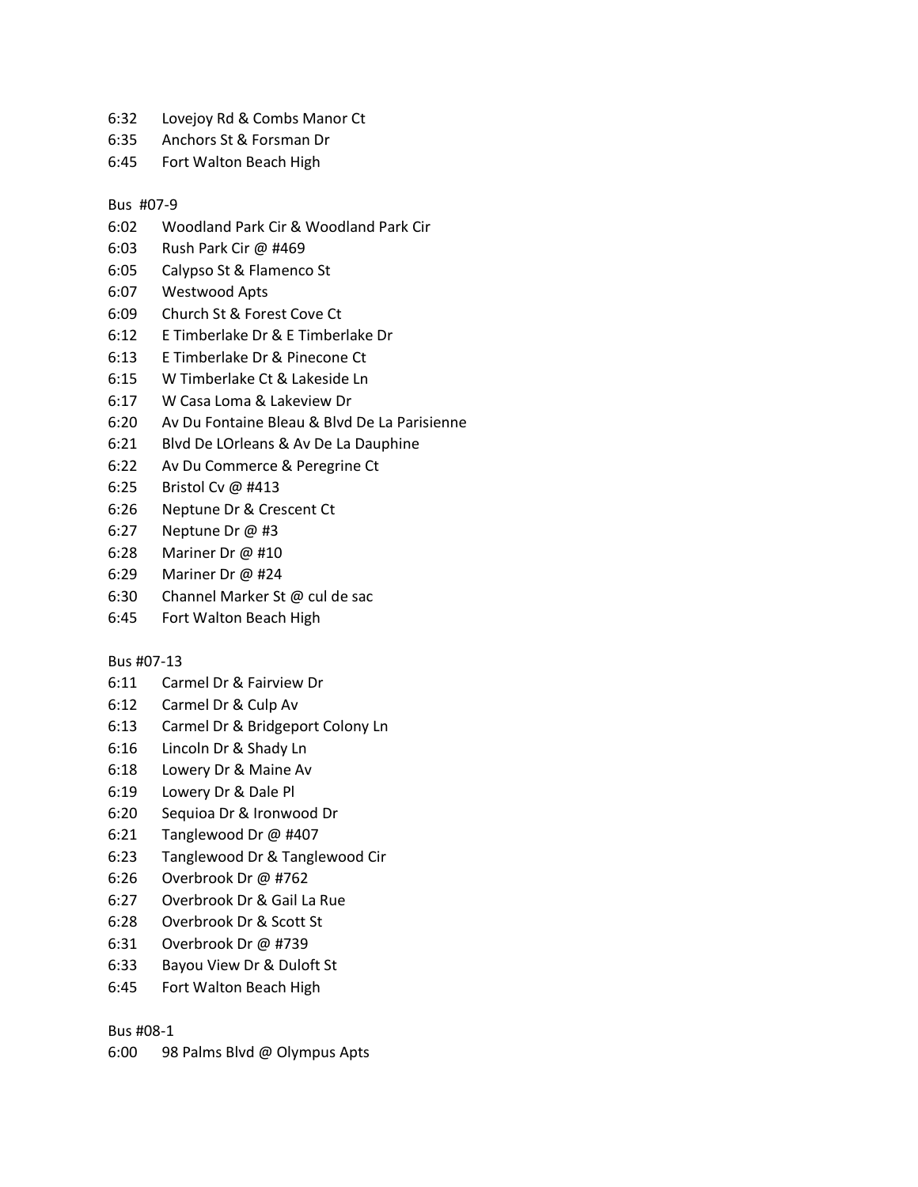6:32 Lovejoy Rd & Combs Manor Ct
6:35 Anchors St & Forsman Dr
6:45 Fort Walton Beach High

Bus #07-9
6:02 Woodland Park Cir & Woodland Park Cir
6:03 Rush Park Cir @ #469
6:05 Calypso St & Flamenco St
6:07 Westwood Apts
6:09 Church St & Forest Cove Ct
6:12 E Timberlake Dr & E Timberlake Dr
6:13 E Timberlake Dr & Pinecone Ct
6:15 W Timberlake Ct & Lakeside Ln
6:17 W Casa Loma & Lakeview Dr
6:20 Av Du Fontaine Bleau & Blvd De La Parisienne
6:21 Blvd De LOrleans & Av De La Dauphine
6:22 Av Du Commerce & Peregrine Ct
6:25 Bristol Cv @ #413
6:26 Neptune Dr & Crescent Ct
6:27 Neptune Dr @ #3
6:28 Mariner Dr @ #10
6:29 Mariner Dr @ #24
6:30 Channel Marker St @ cul de sac
6:45 Fort Walton Beach High

Bus #07-13
6:11 Carmel Dr & Fairview Dr
6:12 Carmel Dr & Culp Av
6:13 Carmel Dr & Bridgeport Colony Ln
6:16 Lincoln Dr & Shady Ln
6:18 Lowery Dr & Maine Av
6:19 Lowery Dr & Dale Pl
6:20 Sequioa Dr & Ironwood Dr
6:21 Tanglewood Dr @ #407
6:23 Tanglewood Dr & Tanglewood Cir
6:26 Overbrook Dr @ #762
6:27 Overbrook Dr & Gail La Rue
6:28 Overbrook Dr & Scott St
6:31 Overbrook Dr @ #739
6:33 Bayou View Dr & Duloft St
6:45 Fort Walton Beach High

Bus #08-1
6:00 98 Palms Blvd @ Olympus Apts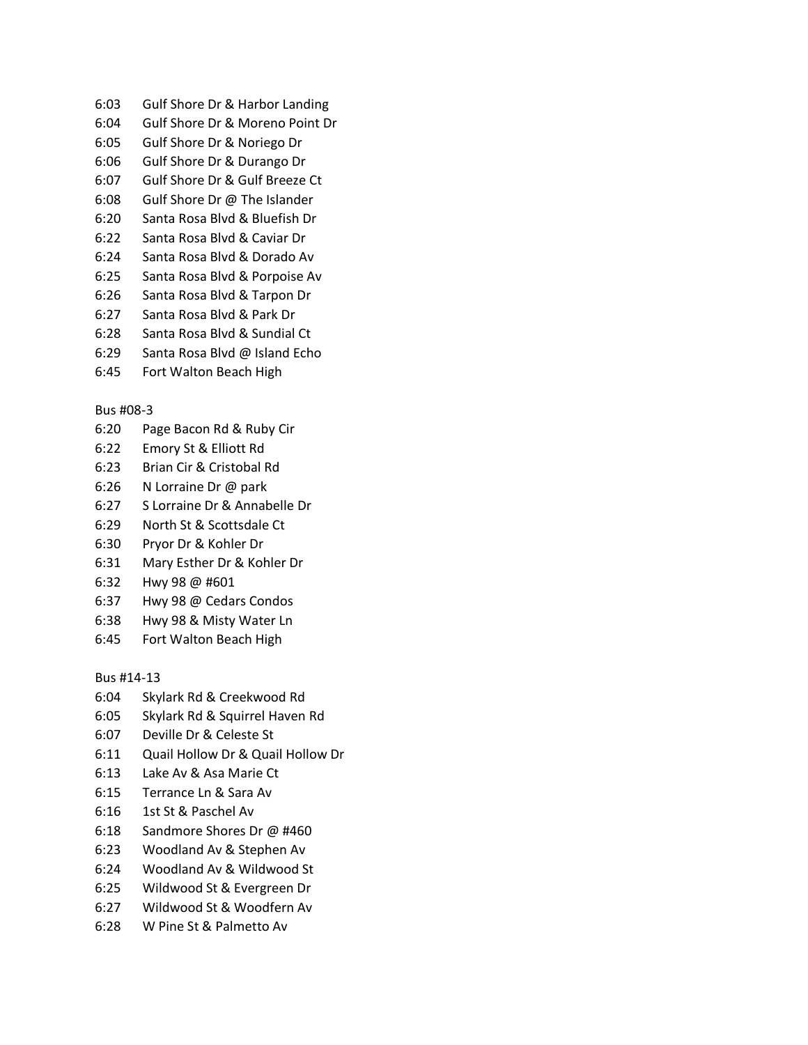6:03 Gulf Shore Dr & Harbor Landing
6:04 Gulf Shore Dr & Moreno Point Dr
6:05 Gulf Shore Dr & Noriego Dr
6:06 Gulf Shore Dr & Durango Dr
6:07 Gulf Shore Dr & Gulf Breeze Ct
6:08 Gulf Shore Dr @ The Islander
6:20 Santa Rosa Blvd & Bluefish Dr
6:22 Santa Rosa Blvd & Caviar Dr
6:24 Santa Rosa Blvd & Dorado Av
6:25 Santa Rosa Blvd & Porpoise Av
6:26 Santa Rosa Blvd & Tarpon Dr
6:27 Santa Rosa Blvd & Park Dr
6:28 Santa Rosa Blvd & Sundial Ct
6:29 Santa Rosa Blvd @ Island Echo
6:45 Fort Walton Beach High

Bus #08-3
6:20 Page Bacon Rd & Ruby Cir
6:22 Emory St & Elliott Rd
6:23 Brian Cir & Cristobal Rd
6:26 N Lorraine Dr @ park
6:27 S Lorraine Dr & Annabelle Dr
6:29 North St & Scottsdale Ct
6:30 Pryor Dr & Kohler Dr
6:31 Mary Esther Dr & Kohler Dr
6:32 Hwy 98 @ #601
6:37 Hwy 98 @ Cedars Condos
6:38 Hwy 98 & Misty Water Ln
6:45 Fort Walton Beach High

Bus #14-13
6:04 Skylark Rd & Creekwood Rd
6:05 Skylark Rd & Squirrel Haven Rd
6:07 Deville Dr & Celeste St
6:11 Quail Hollow Dr & Quail Hollow Dr
6:13 Lake Av & Asa Marie Ct
6:15 Terrance Ln & Sara Av
6:16 1st St & Paschel Av
6:18 Sandmore Shores Dr @ #460
6:23 Woodland Av & Stephen Av
6:24 Woodland Av & Wildwood St
6:25 Wildwood St & Evergreen Dr
6:27 Wildwood St & Woodfern Av
6:28 W Pine St & Palmetto Av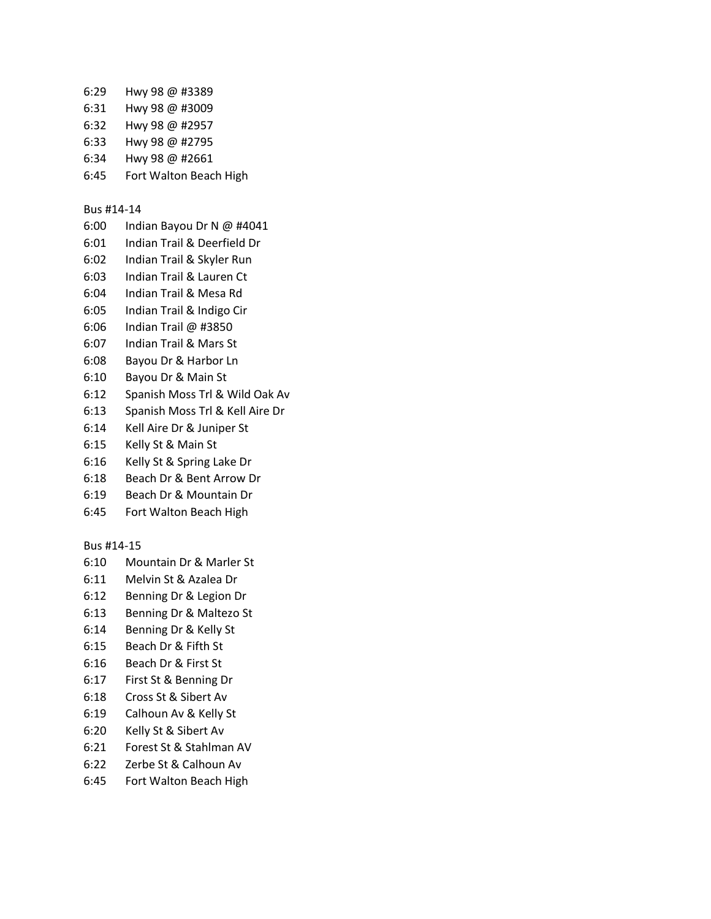6:29 Hwy 98 @ #3389
6:31 Hwy 98 @ #3009
6:32 Hwy 98 @ #2957
6:33 Hwy 98 @ #2795
6:34 Hwy 98 @ #2661
6:45 Fort Walton Beach High

Bus #14-14

6:00 Indian Bayou Dr N @ #4041
6:01 Indian Trail & Deerfield Dr
6:02 Indian Trail & Skyler Run
6:03 Indian Trail & Lauren Ct
6:04 Indian Trail & Mesa Rd
6:05 Indian Trail & Indigo Cir
6:06 Indian Trail @ #3850
6:07 Indian Trail & Mars St
6:08 Bayou Dr & Harbor Ln
6:10 Bayou Dr & Main St
6:12 Spanish Moss Trl & Wild Oak Av
6:13 Spanish Moss Trl & Kell Aire Dr
6:14 Kell Aire Dr & Juniper St
6:15 Kelly St & Main St
6:16 Kelly St & Spring Lake Dr
6:18 Beach Dr & Bent Arrow Dr
6:19 Beach Dr & Mountain Dr
6:45 Fort Walton Beach High

Bus #14-15

6:10 Mountain Dr & Marler St
6:11 Melvin St & Azalea Dr
6:12 Benning Dr & Legion Dr
6:13 Benning Dr & Maltezo St
6:14 Benning Dr & Kelly St
6:15 Beach Dr & Fifth St
6:16 Beach Dr & First St
6:17 First St & Benning Dr
6:18 Cross St & Sibert Av
6:19 Calhoun Av & Kelly St
6:20 Kelly St & Sibert Av
6:21 Forest St & Stahlman AV
6:22 Zerbe St & Calhoun Av
6:45 Fort Walton Beach High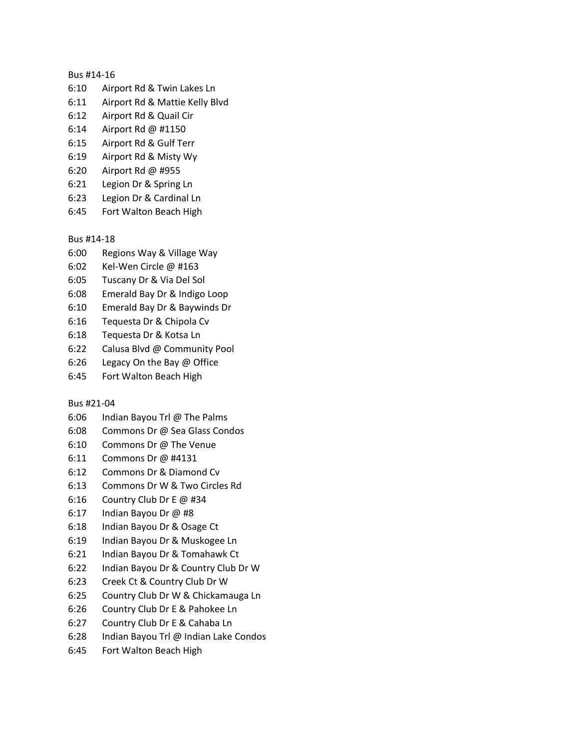Bus #14-16

6:10 Airport Rd & Twin Lakes Ln
6:11 Airport Rd & Mattie Kelly Blvd
6:12 Airport Rd & Quail Cir
6:14 Airport Rd @ #1150
6:15 Airport Rd & Gulf Terr
6:19 Airport Rd & Misty Wy
6:20 Airport Rd @ #955
6:21 Legion Dr & Spring Ln
6:23 Legion Dr & Cardinal Ln
6:45 Fort Walton Beach High

Bus #14-18

6:00 Regions Way & Village Way
6:02 Kel-Wen Circle @ #163
6:05 Tuscany Dr & Via Del Sol
6:08 Emerald Bay Dr & Indigo Loop
6:10 Emerald Bay Dr & Baywinds Dr
6:16 Tequesta Dr & Chipola Cv
6:18 Tequesta Dr & Kotsa Ln
6:22 Calusa Blvd @ Community Pool
6:26 Legacy On the Bay @ Office
6:45 Fort Walton Beach High

Bus #21-04

6:06 Indian Bayou Trl @ The Palms
6:08 Commons Dr @ Sea Glass Condos
6:10 Commons Dr @ The Venue
6:11 Commons Dr @ #4131
6:12 Commons Dr & Diamond Cv
6:13 Commons Dr W & Two Circles Rd
6:16 Country Club Dr E @ #34
6:17 Indian Bayou Dr @ #8
6:18 Indian Bayou Dr & Osage Ct
6:19 Indian Bayou Dr & Muskogee Ln
6:21 Indian Bayou Dr & Tomahawk Ct
6:22 Indian Bayou Dr & Country Club Dr W
6:23 Creek Ct & Country Club Dr W
6:25 Country Club Dr W & Chickamauga Ln
6:26 Country Club Dr E & Pahokee Ln
6:27 Country Club Dr E & Cahaba Ln
6:28 Indian Bayou Trl @ Indian Lake Condos
6:45 Fort Walton Beach High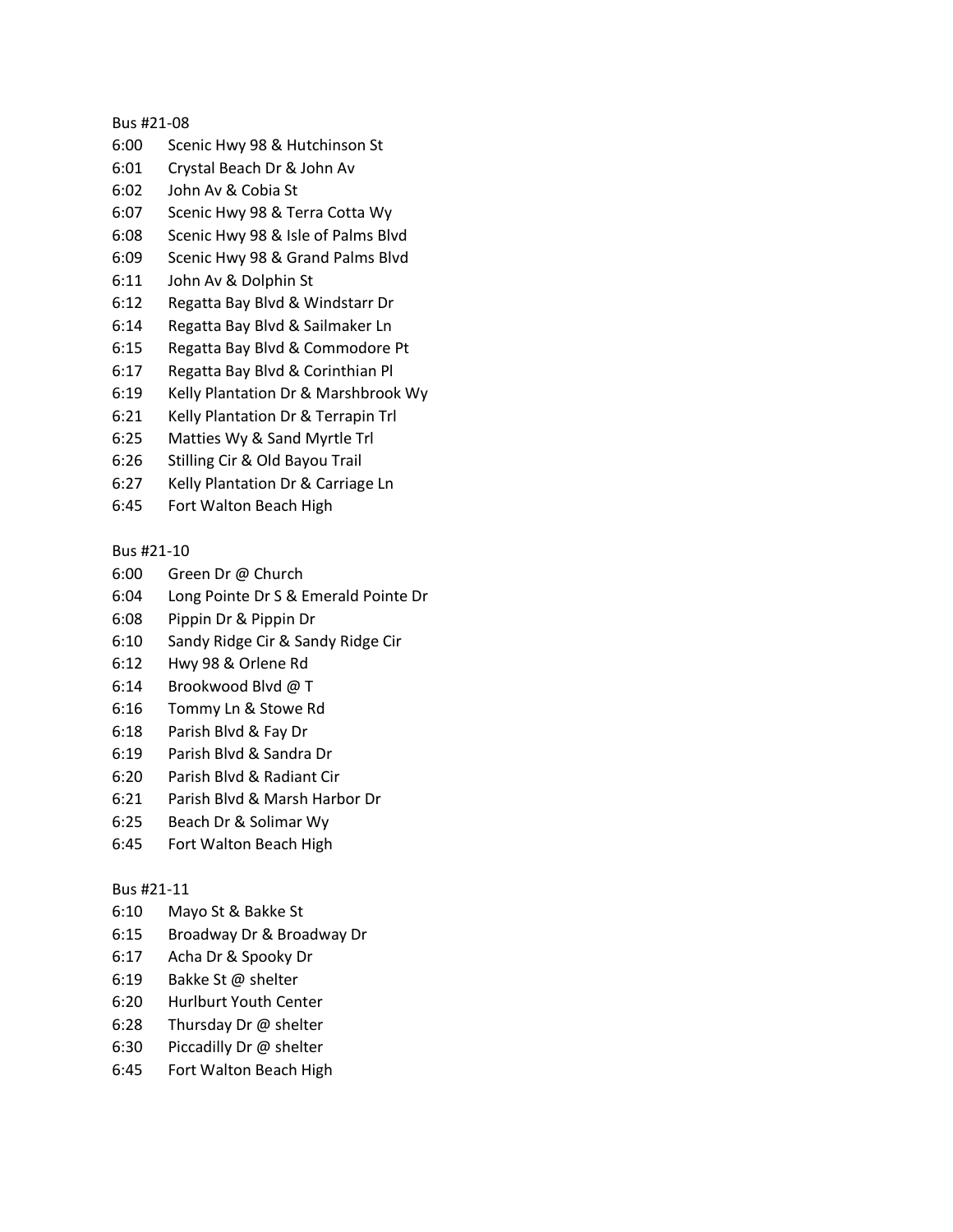Bus #21-08

| | |
|---|---|
| 6:00 | Scenic Hwy 98 & Hutchinson St |
| 6:01 | Crystal Beach Dr & John Av |
| 6:02 | John Av & Cobia St |
| 6:07 | Scenic Hwy 98 & Terra Cotta Wy |
| 6:08 | Scenic Hwy 98 & Isle of Palms Blvd |
| 6:09 | Scenic Hwy 98 & Grand Palms Blvd |
| 6:11 | John Av & Dolphin St |
| 6:12 | Regatta Bay Blvd & Windstarr Dr |
| 6:14 | Regatta Bay Blvd & Sailmaker Ln |
| 6:15 | Regatta Bay Blvd & Commodore Pt |
| 6:17 | Regatta Bay Blvd & Corinthian Pl |
| 6:19 | Kelly Plantation Dr & Marshbrook Wy |
| 6:21 | Kelly Plantation Dr & Terrapin Trl |
| 6:25 | Matties Wy & Sand Myrtle Trl |
| 6:26 | Stilling Cir & Old Bayou Trail |
| 6:27 | Kelly Plantation Dr & Carriage Ln |
| 6:45 | Fort Walton Beach High |

Bus #21-10

| | |
|---|---|
| 6:00 | Green Dr @ Church |
| 6:04 | Long Pointe Dr S & Emerald Pointe Dr |
| 6:08 | Pippin Dr & Pippin Dr |
| 6:10 | Sandy Ridge Cir & Sandy Ridge Cir |
| 6:12 | Hwy 98 & Orlene Rd |
| 6:14 | Brookwood Blvd @ T |
| 6:16 | Tommy Ln & Stowe Rd |
| 6:18 | Parish Blvd & Fay Dr |
| 6:19 | Parish Blvd & Sandra Dr |
| 6:20 | Parish Blvd & Radiant Cir |
| 6:21 | Parish Blvd & Marsh Harbor Dr |
| 6:25 | Beach Dr & Solimar Wy |
| 6:45 | Fort Walton Beach High |

Bus #21-11

| | |
|---|---|
| 6:10 | Mayo St & Bakke St |
| 6:15 | Broadway Dr & Broadway Dr |
| 6:17 | Acha Dr & Spooky Dr |
| 6:19 | Bakke St @ shelter |
| 6:20 | Hurlburt Youth Center |
| 6:28 | Thursday Dr @ shelter |
| 6:30 | Piccadilly Dr @ shelter |
| 6:45 | Fort Walton Beach High |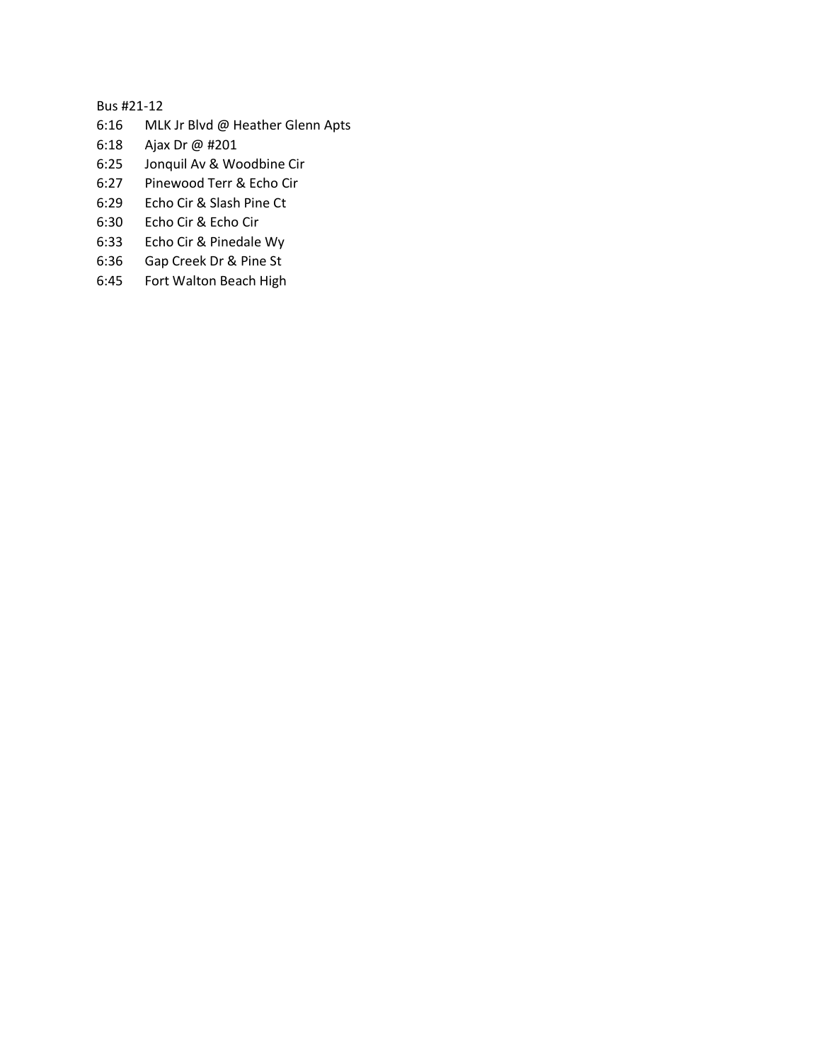Bus #21-12

| | |
|---|---|
| 6:16 | MLK Jr Blvd @ Heather Glenn Apts |
| 6:18 | Ajax Dr @ #201 |
| 6:25 | Jonquil Av & Woodbine Cir |
| 6:27 | Pinewood Terr & Echo Cir |
| 6:29 | Echo Cir & Slash Pine Ct |
| 6:30 | Echo Cir & Echo Cir |
| 6:33 | Echo Cir & Pinedale Wy |
| 6:36 | Gap Creek Dr & Pine St |
| 6:45 | Fort Walton Beach High |